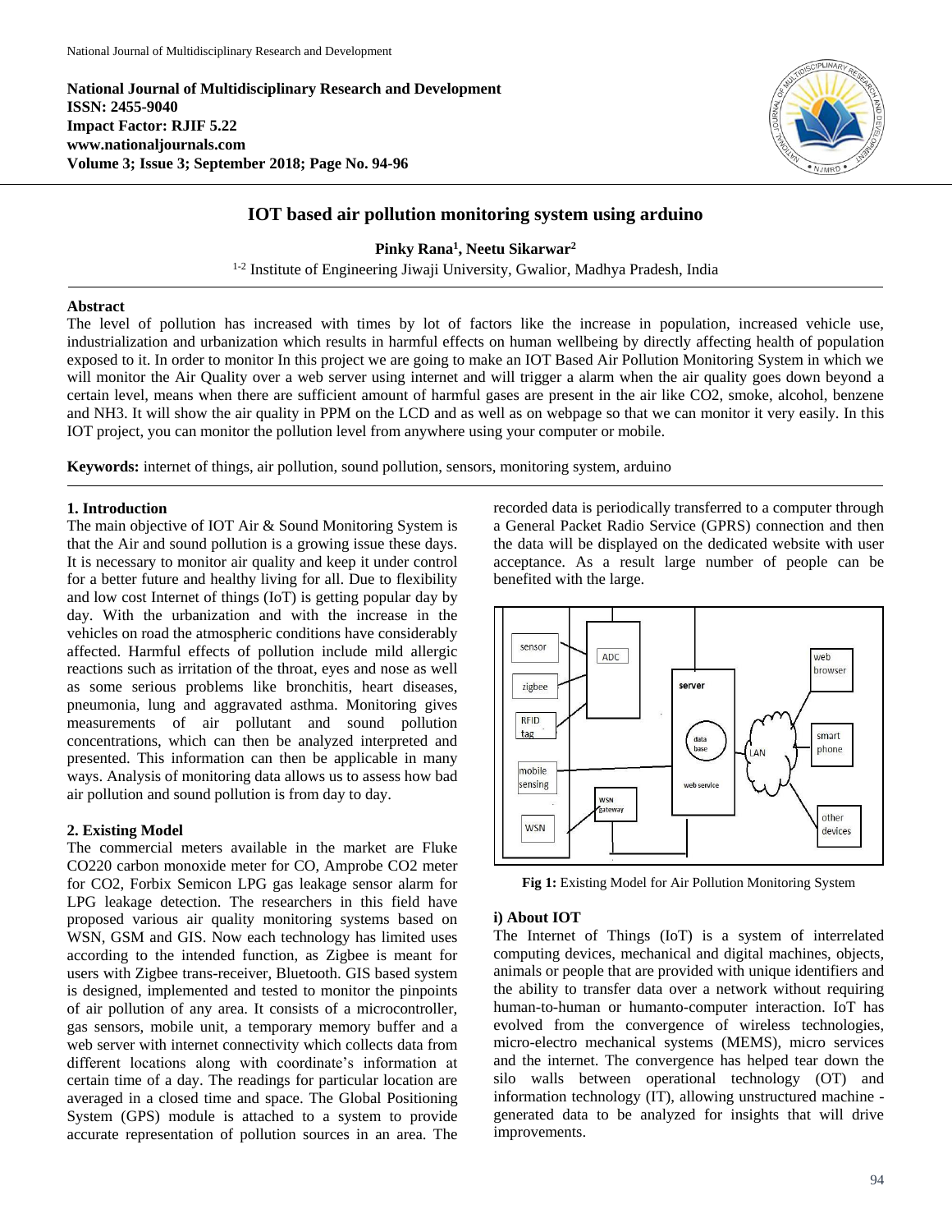National Journal of Multidisciplinary Research and Development
ISSN: 2455-9040
Impact Factor: RJIF 5.22
www.nationaljournals.com

# IOT based air pollution monitoring system using arduino

**Pinky Rana[1], Neetu Sikarwar[2]**

[1-2] Institute of Engineering Jiwaji University, Gwalior, Madhya Pradesh, India

## Abstract

The level of pollution has increased with times by lot of factors like the increase in population, increased vehicle use, industrialization and urbanization which results in harmful effects on human wellbeing by directly affecting health of population exposed to it. In order to monitor In this project we are going to make an IOT Based Air Pollution Monitoring System in which we will monitor the Air Quality over a web server using internet and will trigger a alarm when the air quality goes down beyond a certain level, means when there are sufficient amount of harmful gases are present in the air like CO2, smoke, alcohol, benzene and NH3. It will show the air quality in PPM on the LCD and as well as on webpage so that we can monitor it very easily. In this IOT project, you can monitor the pollution level from anywhere using your computer or mobile.

**Keywords:** internet of things, air pollution, sound pollution, sensors, monitoring system, arduino

## 1. Introduction

The main objective of IOT Air & Sound Monitoring System is that the Air and sound pollution is a growing issue these days. It is necessary to monitor air quality and keep it under control for a better future and healthy living for all. Due to flexibility and low cost Internet of things (IoT) is getting popular day by day. With the urbanization and with the increase in the vehicles on road the atmospheric conditions have considerably affected. Harmful effects of pollution include mild allergic reactions such as irritation of the throat, eyes and nose as well as some serious problems like bronchitis, heart diseases, pneumonia, lung and aggravated asthma. Monitoring gives measurements of air pollutant and sound pollution concentrations, which can then be analyzed interpreted and presented. This information can then be applicable in many ways. Analysis of monitoring data allows us to assess how bad air pollution and sound pollution is from day to day.

## 2. Existing Model

The commercial meters available in the market are Fluke CO220 carbon monoxide meter for CO, Amprobe CO2 meter for CO2, Forbix Semicon LPG gas leakage sensor alarm for LPG leakage detection. The researchers in this field have proposed various air quality monitoring systems based on WSN, GSM and GIS. Now each technology has limited uses according to the intended function, as Zigbee is meant for users with Zigbee trans-receiver, Bluetooth. GIS based system is designed, implemented and tested to monitor the pinpoints of air pollution of any area. It consists of a microcontroller, gas sensors, mobile unit, a temporary memory buffer and a web server with internet connectivity which collects data from different locations along with coordinate's information at certain time of a day. The readings for particular location are averaged in a closed time and space. The Global Positioning System (GPS) module is attached to a system to provide accurate representation of pollution sources in an area. The recorded data is periodically transferred to a computer through a General Packet Radio Service (GPRS) connection and then the data will be displayed on the dedicated website with user acceptance. As a result large number of people can be benefited with the large.

**Fig 1:** Existing Model for Air Pollution Monitoring System

### i) About IOT

The Internet of Things (IoT) is a system of interrelated computing devices, mechanical and digital machines, objects, animals or people that are provided with unique identifiers and the ability to transfer data over a network without requiring human-to-human or humanto-computer interaction. IoT has evolved from the convergence of wireless technologies, micro-electro mechanical systems (MEMS), micro services and the internet. The convergence has helped tear down the silo walls between operational technology (OT) and information technology (IT), allowing unstructured machine - generated data to be analyzed for insights that will drive improvements.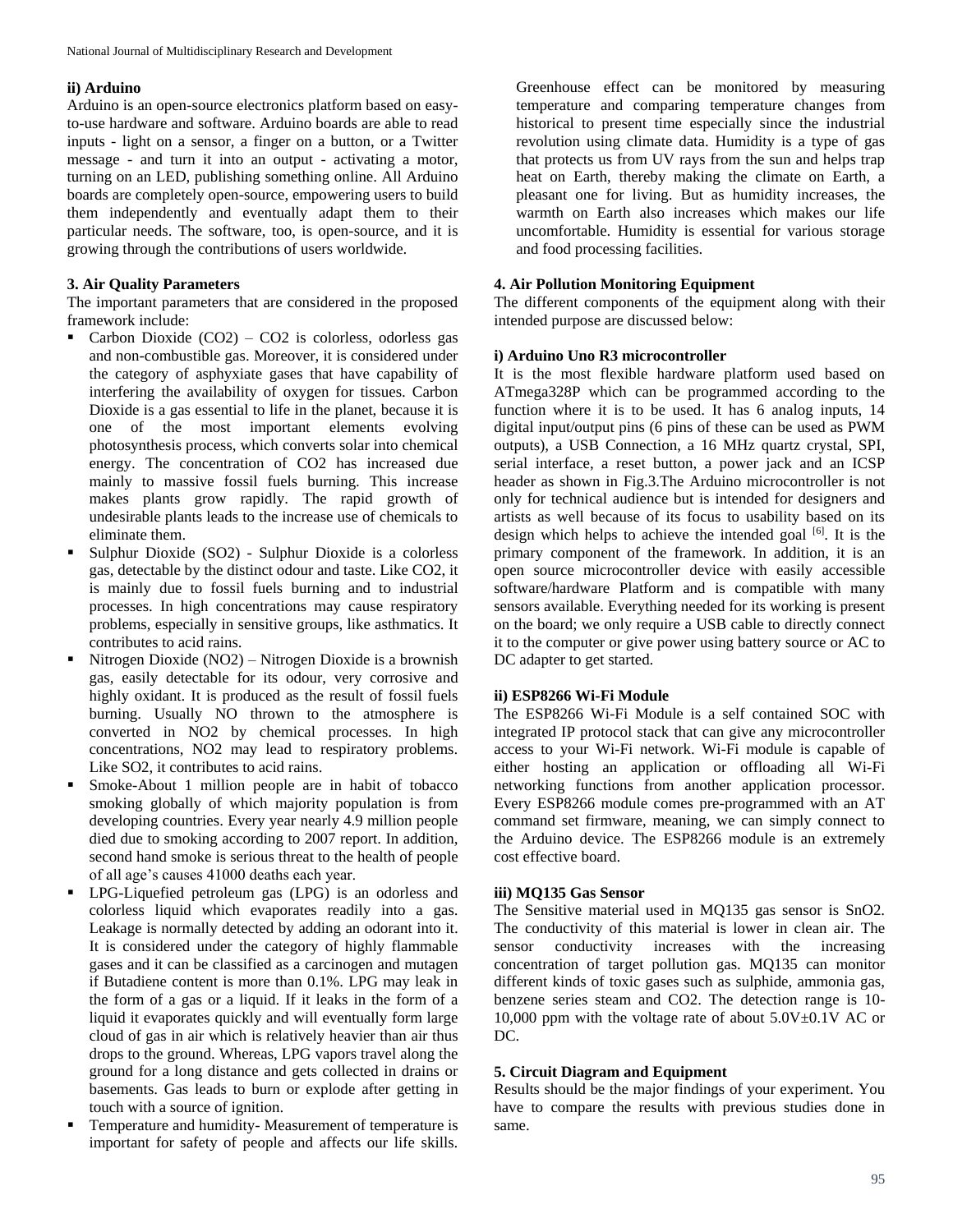### ii) Arduino

Arduino is an open-source electronics platform based on easy-to-use hardware and software. Arduino boards are able to read inputs - light on a sensor, a finger on a button, or a Twitter message - and turn it into an output - activating a motor, turning on an LED, publishing something online. All Arduino boards are completely open-source, empowering users to build them independently and eventually adapt them to their particular needs. The software, too, is open-source, and it is growing through the contributions of users worldwide.

## 3. Air Quality Parameters

The important parameters that are considered in the proposed framework include:

- Carbon Dioxide ($CO_2$) – $CO_2$ is colorless, odorless gas and non-combustible gas. Moreover, it is considered under the category of asphyxiate gases that have capability of interfering the availability of oxygen for tissues. Carbon Dioxide is a gas essential to life in the planet, because it is one of the most important elements evolving photosynthesis process, which converts solar into chemical energy. The concentration of $CO_2$ has increased due mainly to massive fossil fuels burning. This increase makes plants grow rapidly. The rapid growth of undesirable plants leads to the increase use of chemicals to eliminate them.
- Sulphur Dioxide ($SO_2$) - Sulphur Dioxide is a colorless gas, detectable by the distinct odour and taste. Like $CO_2$, it is mainly due to fossil fuels burning and to industrial processes. In high concentrations may cause respiratory problems, especially in sensitive groups, like asthmatics. It contributes to acid rains.
- Nitrogen Dioxide ($NO_2$) – Nitrogen Dioxide is a brownish gas, easily detectable for its odour, very corrosive and highly oxidant. It is produced as the result of fossil fuels burning. Usually NO thrown to the atmosphere is converted in $NO_2$ by chemical processes. In high concentrations, $NO_2$ may lead to respiratory problems. Like $SO_2$, it contributes to acid rains.
- Smoke-About 1 million people are in habit of tobacco smoking globally of which majority population is from developing countries. Every year nearly 4.9 million people died due to smoking according to 2007 report. In addition, second hand smoke is serious threat to the health of people of all age's causes 41000 deaths each year.
- LPG-Liquefied petroleum gas (LPG) is an odorless and colorless liquid which evaporates readily into a gas. Leakage is normally detected by adding an odorant into it. It is considered under the category of highly flammable gases and it can be classified as a carcinogen and mutagen if Butadiene content is more than 0.1%. LPG may leak in the form of a gas or a liquid. If it leaks in the form of a liquid it evaporates quickly and will eventually form large cloud of gas in air which is relatively heavier than air thus drops to the ground. Whereas, LPG vapors travel along the ground for a long distance and gets collected in drains or basements. Gas leads to burn or explode after getting in touch with a source of ignition.
- Temperature and humidity- Measurement of temperature is important for safety of people and affects our life skills. Greenhouse effect can be monitored by measuring temperature and comparing temperature changes from historical to present time especially since the industrial revolution using climate data. Humidity is a type of gas that protects us from UV rays from the sun and helps trap heat on Earth, thereby making the climate on Earth, a pleasant one for living. But as humidity increases, the warmth on Earth also increases which makes our life uncomfortable. Humidity is essential for various storage and food processing facilities.

## 4. Air Pollution Monitoring Equipment

The different components of the equipment along with their intended purpose are discussed below:

### i) Arduino Uno R3 microcontroller

It is the most flexible hardware platform used based on ATmega328P which can be programmed according to the function where it is to be used. It has 6 analog inputs, 14 digital input/output pins (6 pins of these can be used as PWM outputs), a USB Connection, a 16 MHz quartz crystal, SPI, serial interface, a reset button, a power jack and an ICSP header as shown in Fig.3.The Arduino microcontroller is not only for technical audience but is intended for designers and artists as well because of its focus to usability based on its design which helps to achieve the intended goal [6]. It is the primary component of the framework. In addition, it is an open source microcontroller device with easily accessible software/hardware Platform and is compatible with many sensors available. Everything needed for its working is present on the board; we only require a USB cable to directly connect it to the computer or give power using battery source or AC to DC adapter to get started.

### ii) ESP8266 Wi-Fi Module

The ESP8266 Wi-Fi Module is a self contained SOC with integrated IP protocol stack that can give any microcontroller access to your Wi-Fi network. Wi-Fi module is capable of either hosting an application or offloading all Wi-Fi networking functions from another application processor. Every ESP8266 module comes pre-programmed with an AT command set firmware, meaning, we can simply connect to the Arduino device. The ESP8266 module is an extremely cost effective board.

### iii) MQ135 Gas Sensor

The Sensitive material used in MQ135 gas sensor is $SnO_2$. The conductivity of this material is lower in clean air. The sensor conductivity increases with the increasing concentration of target pollution gas. MQ135 can monitor different kinds of toxic gases such as sulphide, ammonia gas, benzene series steam and $CO_2$. The detection range is 10-10,000 ppm with the voltage rate of about 5.0V±0.1V AC or DC.

## 5. Circuit Diagram and Equipment

Results should be the major findings of your experiment. You have to compare the results with previous studies done in same.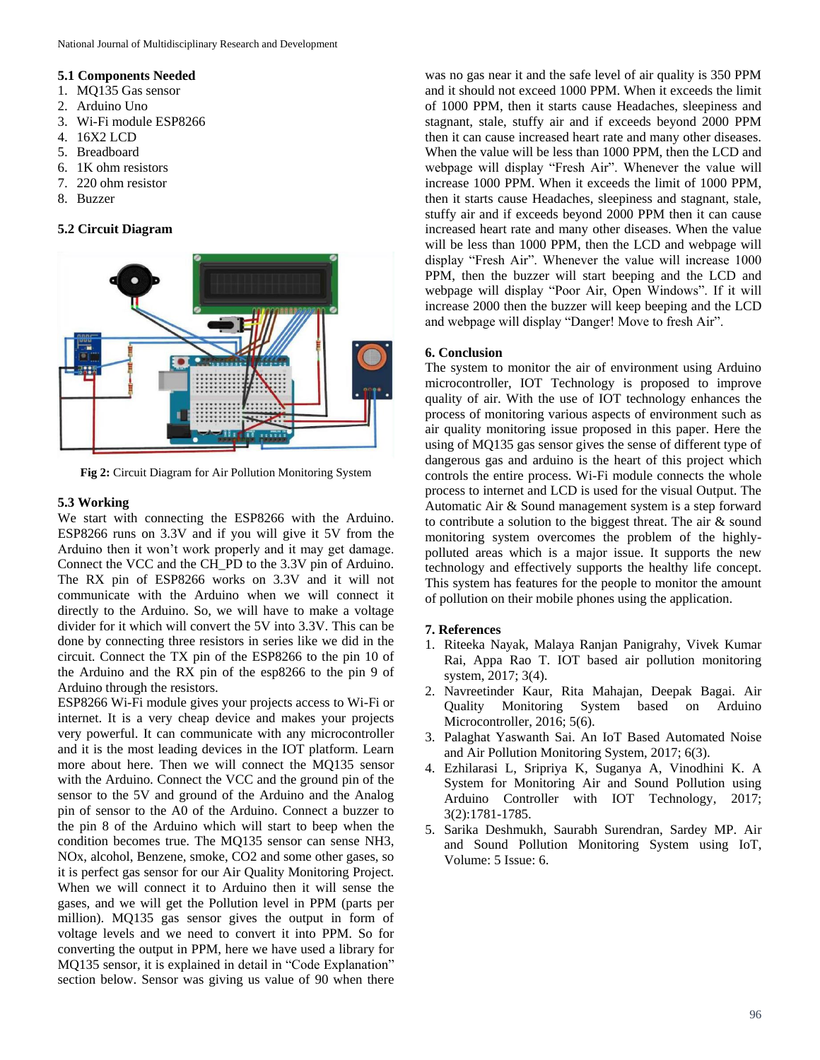### 5.1 Components Needed

1. MQ135 Gas sensor
2. Arduino Uno
3. Wi-Fi module ESP8266
4. 16X2 LCD
5. Breadboard
6. 1K ohm resistors
7. 220 ohm resistor
8. Buzzer

### 5.2 Circuit Diagram

**Fig 2:** Circuit Diagram for Air Pollution Monitoring System

### 5.3 Working

We start with connecting the ESP8266 with the Arduino. ESP8266 runs on 3.3V and if you will give it 5V from the Arduino then it won't work properly and it may get damage. Connect the VCC and the CH_PD to the 3.3V pin of Arduino. The RX pin of ESP8266 works on 3.3V and it will not communicate with the Arduino when we will connect it directly to the Arduino. So, we will have to make a voltage divider for it which will convert the 5V into 3.3V. This can be done by connecting three resistors in series like we did in the circuit. Connect the TX pin of the ESP8266 to the pin 10 of the Arduino and the RX pin of the esp8266 to the pin 9 of Arduino through the resistors.

ESP8266 Wi-Fi module gives your projects access to Wi-Fi or internet. It is a very cheap device and makes your projects very powerful. It can communicate with any microcontroller and it is the most leading devices in the IOT platform. Learn more about here. Then we will connect the MQ135 sensor with the Arduino. Connect the VCC and the ground pin of the sensor to the 5V and ground of the Arduino and the Analog pin of sensor to the A0 of the Arduino. Connect a buzzer to the pin 8 of the Arduino which will start to beep when the condition becomes true. The MQ135 sensor can sense NH3, NOx, alcohol, Benzene, smoke, CO2 and some other gases, so it is perfect gas sensor for our Air Quality Monitoring Project. When we will connect it to Arduino then it will sense the gases, and we will get the Pollution level in PPM (parts per million). MQ135 gas sensor gives the output in form of voltage levels and we need to convert it into PPM. So for converting the output in PPM, here we have used a library for MQ135 sensor, it is explained in detail in "Code Explanation" section below. Sensor was giving us value of 90 when there was no gas near it and the safe level of air quality is 350 PPM and it should not exceed 1000 PPM. When it exceeds the limit of 1000 PPM, then it starts cause Headaches, sleepiness and stagnant, stale, stuffy air and if exceeds beyond 2000 PPM then it can cause increased heart rate and many other diseases. When the value will be less than 1000 PPM, then the LCD and webpage will display "Fresh Air". Whenever the value will increase 1000 PPM. When it exceeds the limit of 1000 PPM, then it starts cause Headaches, sleepiness and stagnant, stale, stuffy air and if exceeds beyond 2000 PPM then it can cause increased heart rate and many other diseases. When the value will be less than 1000 PPM, then the LCD and webpage will display "Fresh Air". Whenever the value will increase 1000 PPM, then the buzzer will start beeping and the LCD and webpage will display "Poor Air, Open Windows". If it will increase 2000 then the buzzer will keep beeping and the LCD and webpage will display "Danger! Move to fresh Air".

## 6. Conclusion

The system to monitor the air of environment using Arduino microcontroller, IOT Technology is proposed to improve quality of air. With the use of IOT technology enhances the process of monitoring various aspects of environment such as air quality monitoring issue proposed in this paper. Here the using of MQ135 gas sensor gives the sense of different type of dangerous gas and arduino is the heart of this project which controls the entire process. Wi-Fi module connects the whole process to internet and LCD is used for the visual Output. The Automatic Air & Sound management system is a step forward to contribute a solution to the biggest threat. The air & sound monitoring system overcomes the problem of the highly-polluted areas which is a major issue. It supports the new technology and effectively supports the healthy life concept. This system has features for the people to monitor the amount of pollution on their mobile phones using the application.

## 7. References

1. Riteeka Nayak, Malaya Ranjan Panigrahy, Vivek Kumar Rai, Appa Rao T. IOT based air pollution monitoring system, 2017; 3(4).
2. Navreetinder Kaur, Rita Mahajan, Deepak Bagai. Air Quality Monitoring System based on Arduino Microcontroller, 2016; 5(6).
3. Palaghat Yaswanth Sai. An IoT Based Automated Noise and Air Pollution Monitoring System, 2017; 6(3).
4. Ezhilarasi L, Sripriya K, Suganya A, Vinodhini K. A System for Monitoring Air and Sound Pollution using Arduino Controller with IOT Technology, 2017; 3(2):1781-1785.
5. Sarika Deshmukh, Saurabh Surendran, Sardey MP. Air and Sound Pollution Monitoring System using IoT, Volume: 5 Issue: 6.